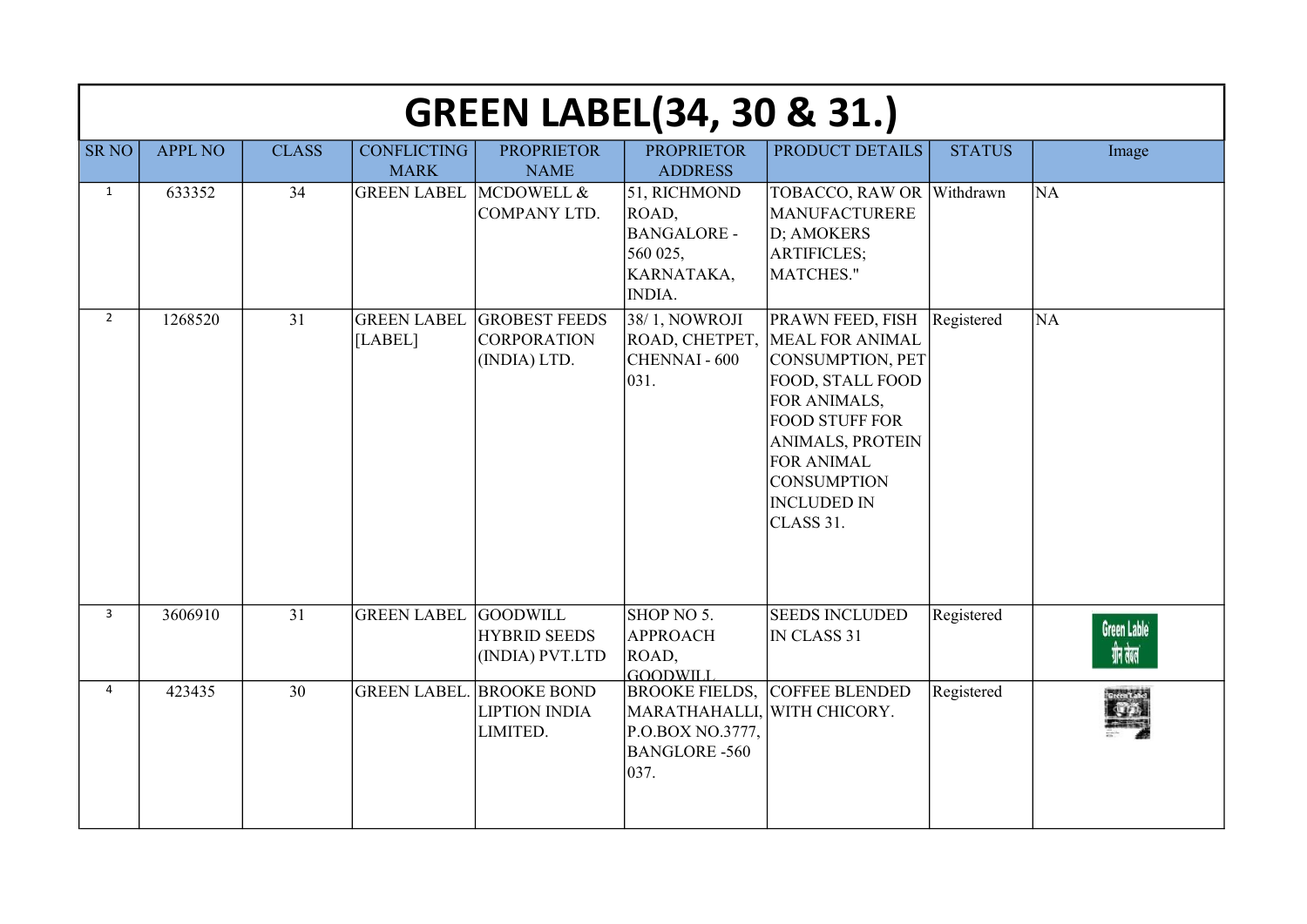# GREEN LABEL(34, 30 & 31.)

| SR NO | APPL NO | CLASS | CONFLICTING MARK | PROPRIETOR NAME | PROPRIETOR ADDRESS | PRODUCT DETAILS | STATUS | Image |
|---|---|---|---|---|---|---|---|---|
| 1 | 633352 | 34 | GREEN LABEL | MCDOWELL & COMPANY LTD. | 51, RICHMOND ROAD, BANGALORE - 560 025, KARNATAKA, INDIA. | TOBACCO, RAW OR MANUFACTURERED; AMOKERS ARTIFICLES; MATCHES." | Withdrawn | NA |
| 2 | 1268520 | 31 | GREEN LABEL [LABEL] | GROBEST FEEDS CORPORATION (INDIA) LTD. | 38/ 1, NOWROJI ROAD, CHETPET, CHENNAI - 600 031. | PRAWN FEED, FISH MEAL FOR ANIMAL CONSUMPTION, PET FOOD, STALL FOOD FOR ANIMALS, FOOD STUFF FOR ANIMALS, PROTEIN FOR ANIMAL CONSUMPTION INCLUDED IN CLASS 31. | Registered | NA |
| 3 | 3606910 | 31 | GREEN LABEL | GOODWILL HYBRID SEEDS (INDIA) PVT.LTD | SHOP NO 5. APPROACH ROAD, GOODWILL | SEEDS INCLUDED IN CLASS 31 | Registered | |
| 4 | 423435 | 30 | GREEN LABEL. | BROOKE BOND LIPTION INDIA LIMITED. | BROOKE FIELDS, MARATHAHALLI, P.O.BOX NO.3777, BANGLORE -560 037. | COFFEE BLENDED WITH CHICORY. | Registered | |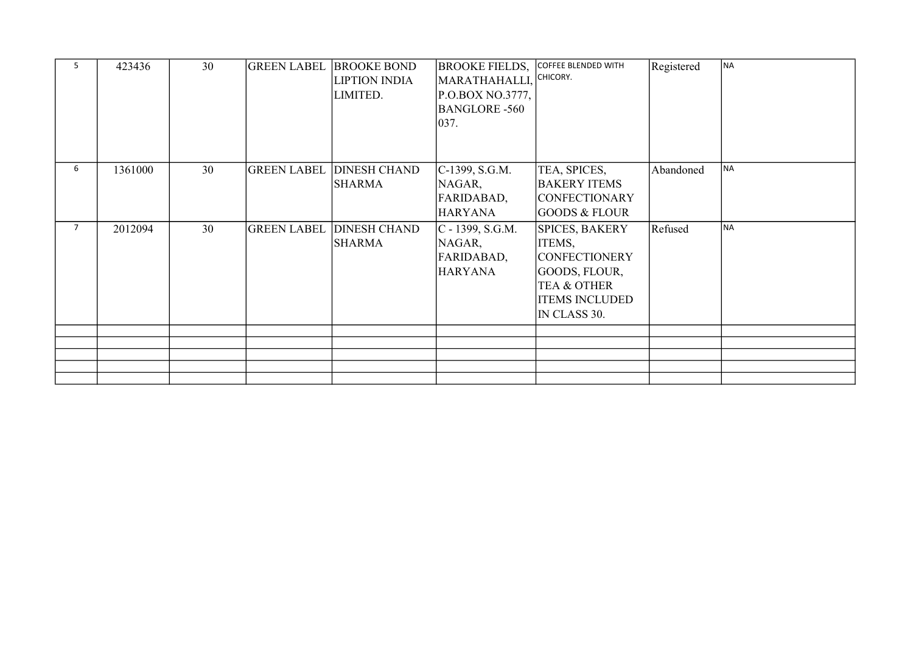| | | | | | | | | |
|---|---|---|---|---|---|---|---|---|
| 5 | 423436 | 30 | GREEN LABEL | BROOKE BOND LIPTION INDIA LIMITED. | BROOKE FIELDS, MARATHAHALLI, P.O.BOX NO.3777, BANGLORE -560 037. | COFFEE BLENDED WITH CHICORY. | Registered | NA |
| 6 | 1361000 | 30 | GREEN LABEL | DINESH CHAND SHARMA | C-1399, S.G.M. NAGAR, FARIDABAD, HARYANA | TEA, SPICES, BAKERY ITEMS CONFECTIONARY GOODS & FLOUR | Abandoned | NA |
| 7 | 2012094 | 30 | GREEN LABEL | DINESH CHAND SHARMA | C - 1399, S.G.M. NAGAR, FARIDABAD, HARYANA | SPICES, BAKERY ITEMS, CONFECTIONERY GOODS, FLOUR, TEA & OTHER ITEMS INCLUDED IN CLASS 30. | Refused | NA |
| | | | | | | | | |
| | | | | | | | | |
| | | | | | | | | |
| | | | | | | | | |
| | | | | | | | | |